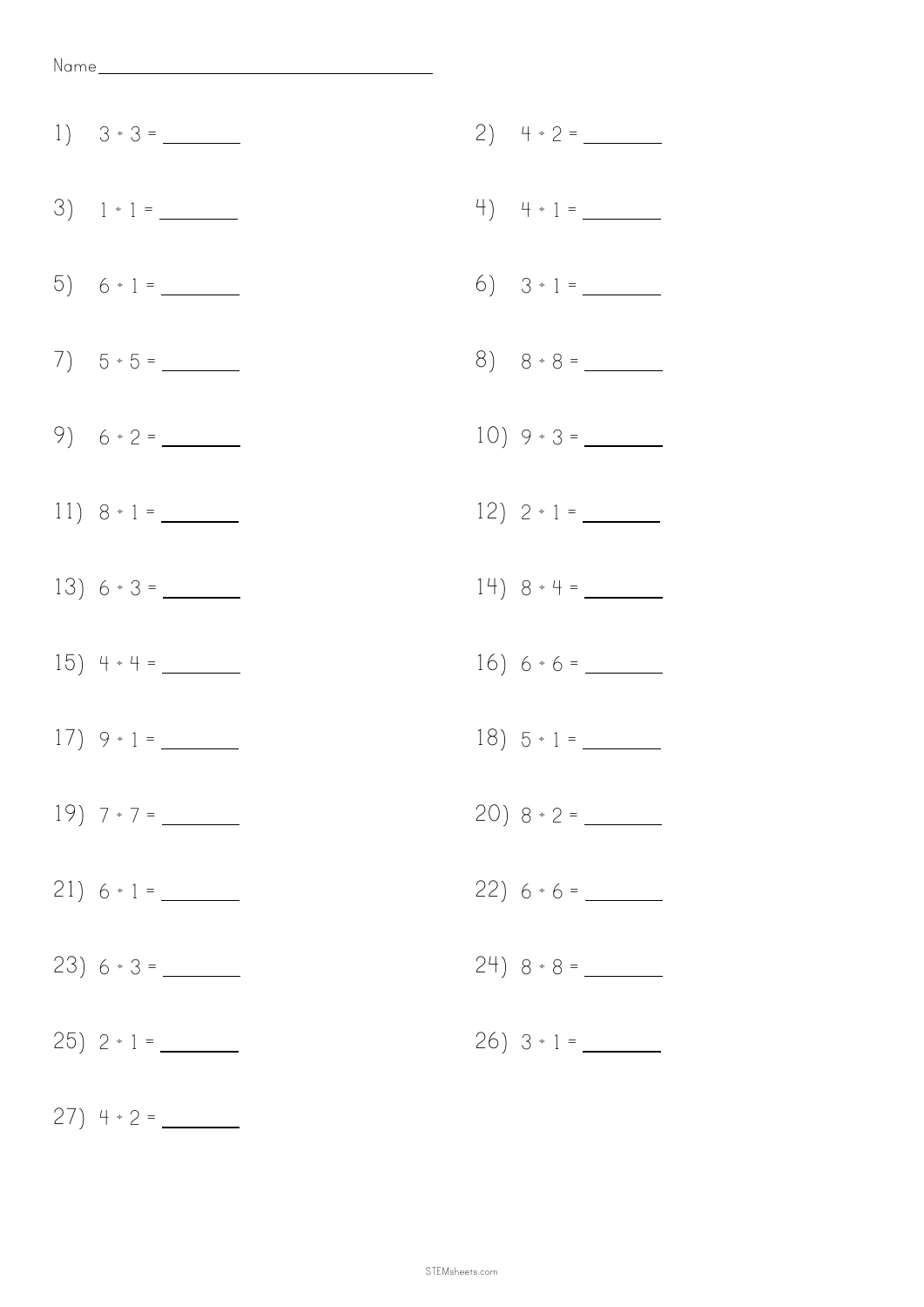Name________________________________

1) $3 \div 3 =$ ________

2) $4 \div 2 =$ ________

3) $1 \div 1 =$ ________

4) $4 \div 1 =$ ________

5) $6 \div 1 =$ ________

6) $3 \div 1 =$ ________

7) $5 \div 5 =$ ________

8) $8 \div 8 =$ ________

9) $6 \div 2 =$ ________

10) $9 \div 3 =$ ________

11) $8 \div 1 =$ ________

12) $2 \div 1 =$ ________

13) $6 \div 3 =$ ________

14) $8 \div 4 =$ ________

15) $4 \div 4 =$ ________

16) $6 \div 6 =$ ________

17) $9 \div 1 =$ ________

18) $5 \div 1 =$ ________

19) $7 \div 7 =$ ________

20) $8 \div 2 =$ ________

21) $6 \div 1 =$ ________

22) $6 \div 6 =$ ________

23) $6 \div 3 =$ ________

24) $8 \div 8 =$ ________

25) $2 \div 1 =$ ________

26) $3 \div 1 =$ ________

27) $4 \div 2 =$ ________

STEMsheets.com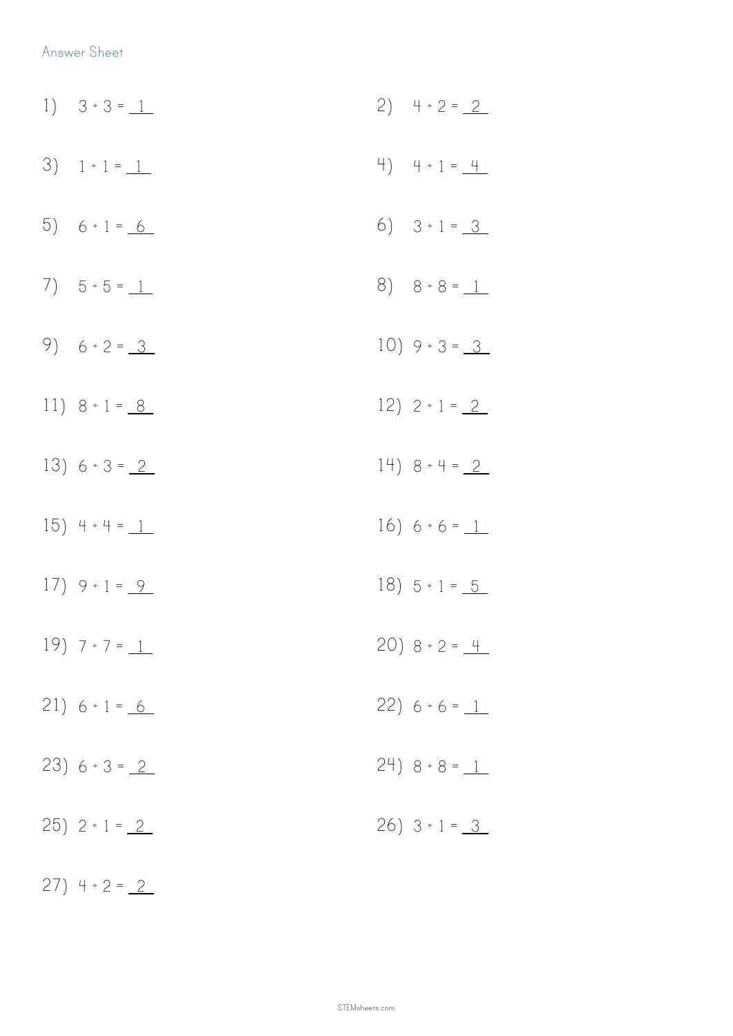Answer Sheet

1) $3 \div 3 =$ 1

2) $4 \div 2 =$ 2

3) $1 \div 1 =$ 1

4) $4 \div 1 =$ 4

5) $6 \div 1 =$ 6

6) $3 \div 1 =$ 3

7) $5 \div 5 =$ 1

8) $8 \div 8 =$ 1

9) $6 \div 2 =$ 3

10) $9 \div 3 =$ 3

11) $8 \div 1 =$ 8

12) $2 \div 1 =$ 2

13) $6 \div 3 =$ 2

14) $8 \div 4 =$ 2

15) $4 \div 4 =$ 1

16) $6 \div 6 =$ 1

17) $9 \div 1 =$ 9

18) $5 \div 1 =$ 5

19) $7 \div 7 =$ 1

20) $8 \div 2 =$ 4

21) $6 \div 1 =$ 6

22) $6 \div 6 =$ 1

23) $6 \div 3 =$ 2

24) $8 \div 8 =$ 1

25) $2 \div 1 =$ 2

26) $3 \div 1 =$ 3

27) $4 \div 2 =$ 2

STEMsheets.com